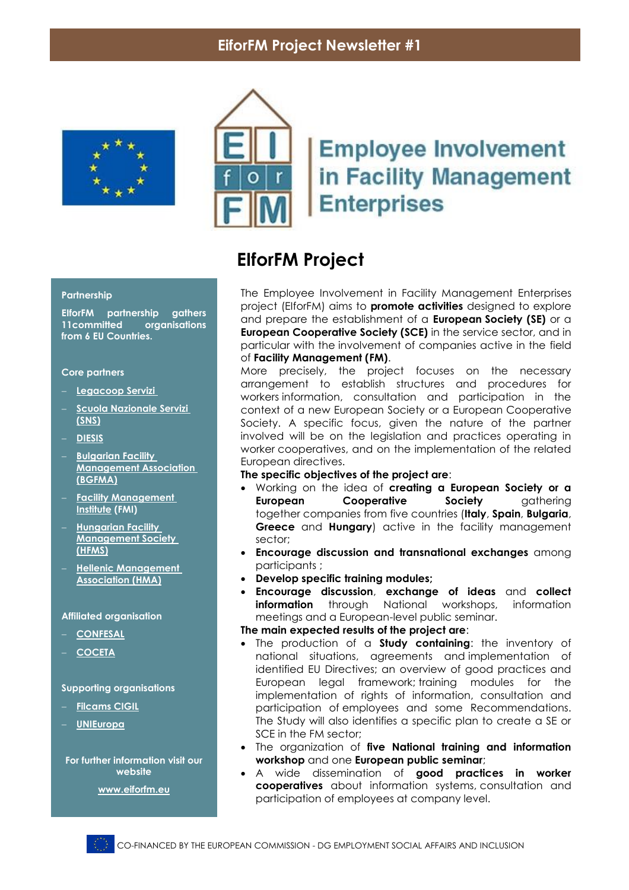# EiforFM Project Newsletter #1

## Employee Involvement in Facility Management Enterprises

## ElforFM Project

The Employee Involvement in Facility Management Enterprises project (ElforFM) aims to **promote activities** designed to explore and prepare the establishment of a **European Society (SE)** or a **European Cooperative Society (SCE)** in the service sector, and in particular with the involvement of companies active in the field of **Facility Management (FM)**.

More precisely, the project focuses on the necessary arrangement to establish structures and procedures for workers information, consultation and participation in the context of a new European Society or a European Cooperative Society. A specific focus, given the nature of the partner involved will be on the legislation and practices operating in worker cooperatives, and on the implementation of the related European directives.

**The specific objectives of the project are**:

- Working on the idea of **creating a European Society or a European Cooperative Society** gathering together companies from five countries (**Italy**, **Spain**, **Bulgaria**, **Greece** and **Hungary**) active in the facility management sector;
- **Encourage discussion and transnational exchanges** among participants ;
- **Develop specific training modules;**
- **Encourage discussion**, **exchange of ideas** and **collect information** through National workshops, information meetings and a European-level public seminar.

**The main expected results of the project are**:

- The production of a **Study containing**: the inventory of national situations, agreements and implementation of identified EU Directives; an overview of good practices and European legal framework; training modules for the implementation of rights of information, consultation and participation of employees and some Recommendations. The Study will also identifies a specific plan to create a SE or SCE in the FM sector;
- The organization of **five National training and information workshop** and one **European public seminar**;
- A wide dissemination of **good practices in worker cooperatives** about information systems, consultation and participation of employees at company level.

**Partnership**

**ElforFM partnership gathers 11committed organisations from 6 EU Countries.**

**Core partners**

- Legacoop Servizi
- Scuola Nazionale Servizi (SNS)
- DIESIS
- Bulgarian Facility Management Association (BGFMA)
- Facility Management Institute (FMI)
- Hungarian Facility Management Society (HFMS)
- Hellenic Management Association (HMA)

**Affiliated organisation**

- CONFESAL
- COCETA

**Supporting organisations**

- Filcams CIGIL
- UNIEuropa

**For further information visit our website**

**www.eiforfm.eu**

CO-FINANCED BY THE EUROPEAN COMMISSION - DG EMPLOYMENT SOCIAL AFFAIRS AND INCLUSION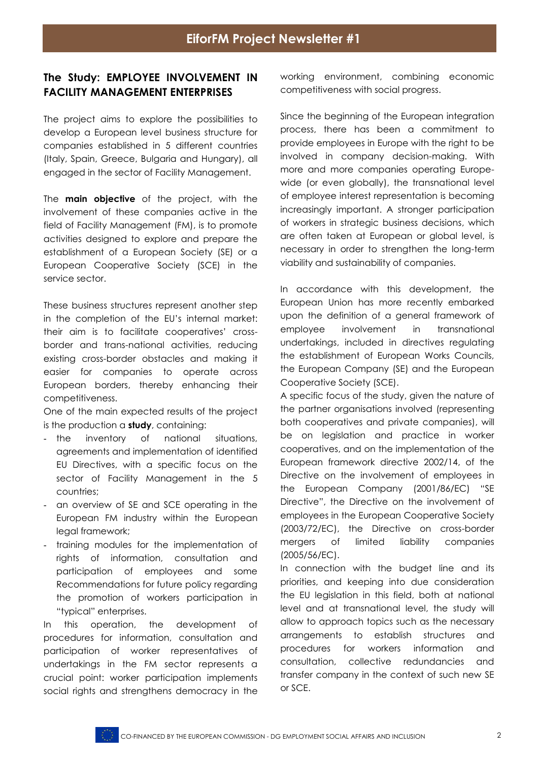## The Study: EMPLOYEE INVOLVEMENT IN FACILITY MANAGEMENT ENTERPRISES

The project aims to explore the possibilities to develop a European level business structure for companies established in 5 different countries (Italy, Spain, Greece, Bulgaria and Hungary), all engaged in the sector of Facility Management.

The **main objective** of the project, with the involvement of these companies active in the field of Facility Management (FM), is to promote activities designed to explore and prepare the establishment of a European Society (SE) or a European Cooperative Society (SCE) in the service sector.

These business structures represent another step in the completion of the EU's internal market: their aim is to facilitate cooperatives' cross-border and trans-national activities, reducing existing cross-border obstacles and making it easier for companies to operate across European borders, thereby enhancing their competitiveness.

One of the main expected results of the project is the production a **study**, containing:

- the inventory of national situations, agreements and implementation of identified EU Directives, with a specific focus on the sector of Facility Management in the 5 countries;
- an overview of SE and SCE operating in the European FM industry within the European legal framework;
- training modules for the implementation of rights of information, consultation and participation of employees and some Recommendations for future policy regarding the promotion of workers participation in "typical" enterprises.

In this operation, the development of procedures for information, consultation and participation of worker representatives of undertakings in the FM sector represents a crucial point: worker participation implements social rights and strengthens democracy in the working environment, combining economic competitiveness with social progress.

Since the beginning of the European integration process, there has been a commitment to provide employees in Europe with the right to be involved in company decision-making. With more and more companies operating Europe-wide (or even globally), the transnational level of employee interest representation is becoming increasingly important. A stronger participation of workers in strategic business decisions, which are often taken at European or global level, is necessary in order to strengthen the long-term viability and sustainability of companies.

In accordance with this development, the European Union has more recently embarked upon the definition of a general framework of employee involvement in transnational undertakings, included in directives regulating the establishment of European Works Councils, the European Company (SE) and the European Cooperative Society (SCE).

A specific focus of the study, given the nature of the partner organisations involved (representing both cooperatives and private companies), will be on legislation and practice in worker cooperatives, and on the implementation of the European framework directive 2002/14, of the Directive on the involvement of employees in the European Company (2001/86/EC) "SE Directive", the Directive on the involvement of employees in the European Cooperative Society (2003/72/EC), the Directive on cross-border mergers of limited liability companies (2005/56/EC).

In connection with the budget line and its priorities, and keeping into due consideration the EU legislation in this field, both at national level and at transnational level, the study will allow to approach topics such as the necessary arrangements to establish structures and procedures for workers information and consultation, collective redundancies and transfer company in the context of such new SE or SCE.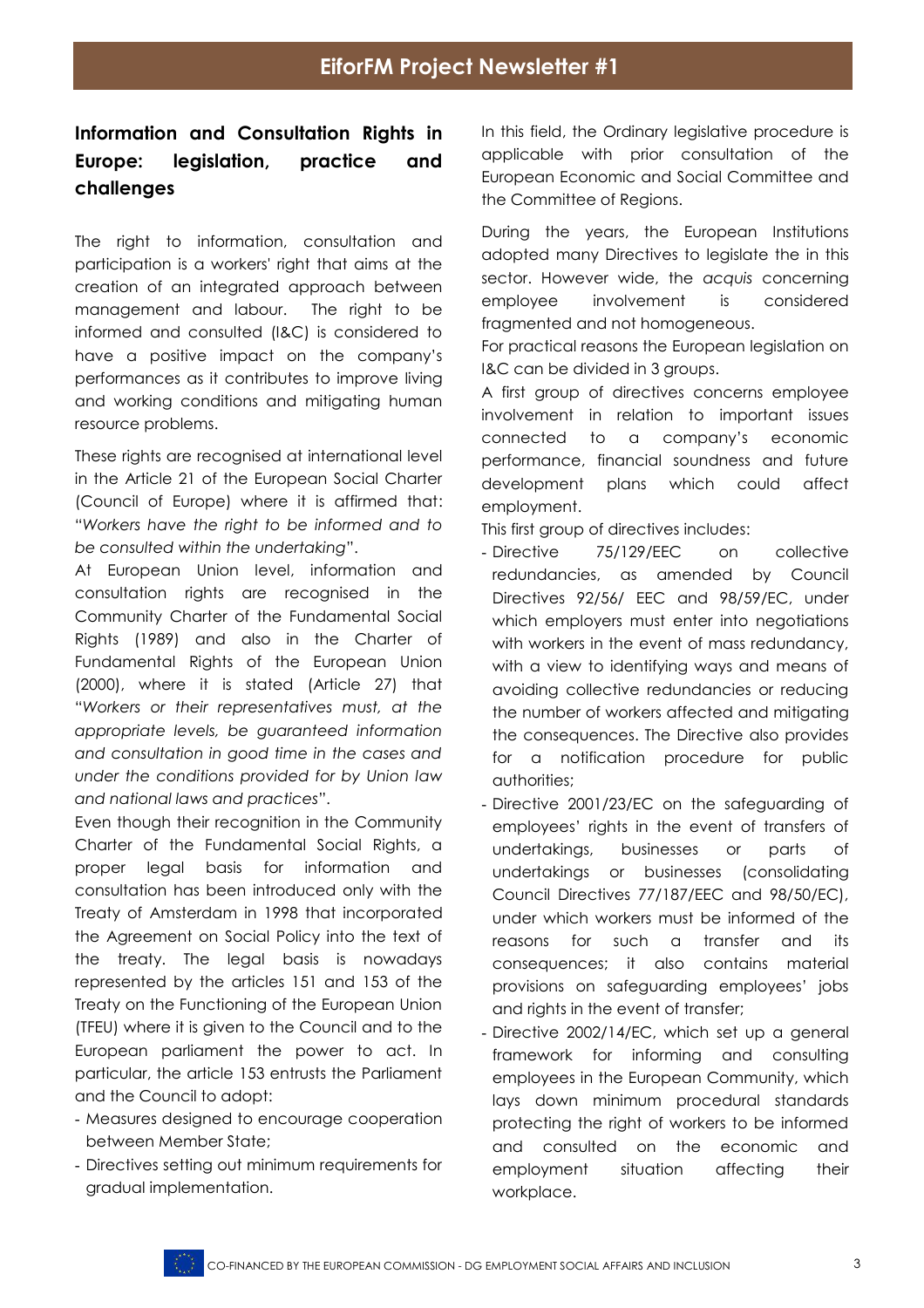## Information and Consultation Rights in Europe: legislation, practice and challenges

The right to information, consultation and participation is a workers' right that aims at the creation of an integrated approach between management and labour. The right to be informed and consulted (I&C) is considered to have a positive impact on the company's performances as it contributes to improve living and working conditions and mitigating human resource problems.

These rights are recognised at international level in the Article 21 of the European Social Charter (Council of Europe) where it is affirmed that: "*Workers have the right to be informed and to be consulted within the undertaking*".

At European Union level, information and consultation rights are recognised in the Community Charter of the Fundamental Social Rights (1989) and also in the Charter of Fundamental Rights of the European Union (2000), where it is stated (Article 27) that "*Workers or their representatives must, at the appropriate levels, be guaranteed information and consultation in good time in the cases and under the conditions provided for by Union law and national laws and practices*".

Even though their recognition in the Community Charter of the Fundamental Social Rights, a proper legal basis for information and consultation has been introduced only with the Treaty of Amsterdam in 1998 that incorporated the Agreement on Social Policy into the text of the treaty. The legal basis is nowadays represented by the articles 151 and 153 of the Treaty on the Functioning of the European Union (TFEU) where it is given to the Council and to the European parliament the power to act. In particular, the article 153 entrusts the Parliament and the Council to adopt:

- Measures designed to encourage cooperation between Member State;
- Directives setting out minimum requirements for gradual implementation.

In this field, the Ordinary legislative procedure is applicable with prior consultation of the European Economic and Social Committee and the Committee of Regions.

During the years, the European Institutions adopted many Directives to legislate the in this sector. However wide, the *acquis* concerning employee involvement is considered fragmented and not homogeneous.

For practical reasons the European legislation on I&C can be divided in 3 groups.

A first group of directives concerns employee involvement in relation to important issues connected to a company's economic performance, financial soundness and future development plans which could affect employment.

This first group of directives includes:

- Directive 75/129/EEC on collective redundancies, as amended by Council Directives 92/56/ EEC and 98/59/EC, under which employers must enter into negotiations with workers in the event of mass redundancy, with a view to identifying ways and means of avoiding collective redundancies or reducing the number of workers affected and mitigating the consequences. The Directive also provides for a notification procedure for public authorities;
- Directive 2001/23/EC on the safeguarding of employees' rights in the event of transfers of undertakings, businesses or parts of undertakings or businesses (consolidating Council Directives 77/187/EEC and 98/50/EC), under which workers must be informed of the reasons for such a transfer and its consequences; it also contains material provisions on safeguarding employees' jobs and rights in the event of transfer;
- Directive 2002/14/EC, which set up a general framework for informing and consulting employees in the European Community, which lays down minimum procedural standards protecting the right of workers to be informed and consulted on the economic and employment situation affecting their workplace.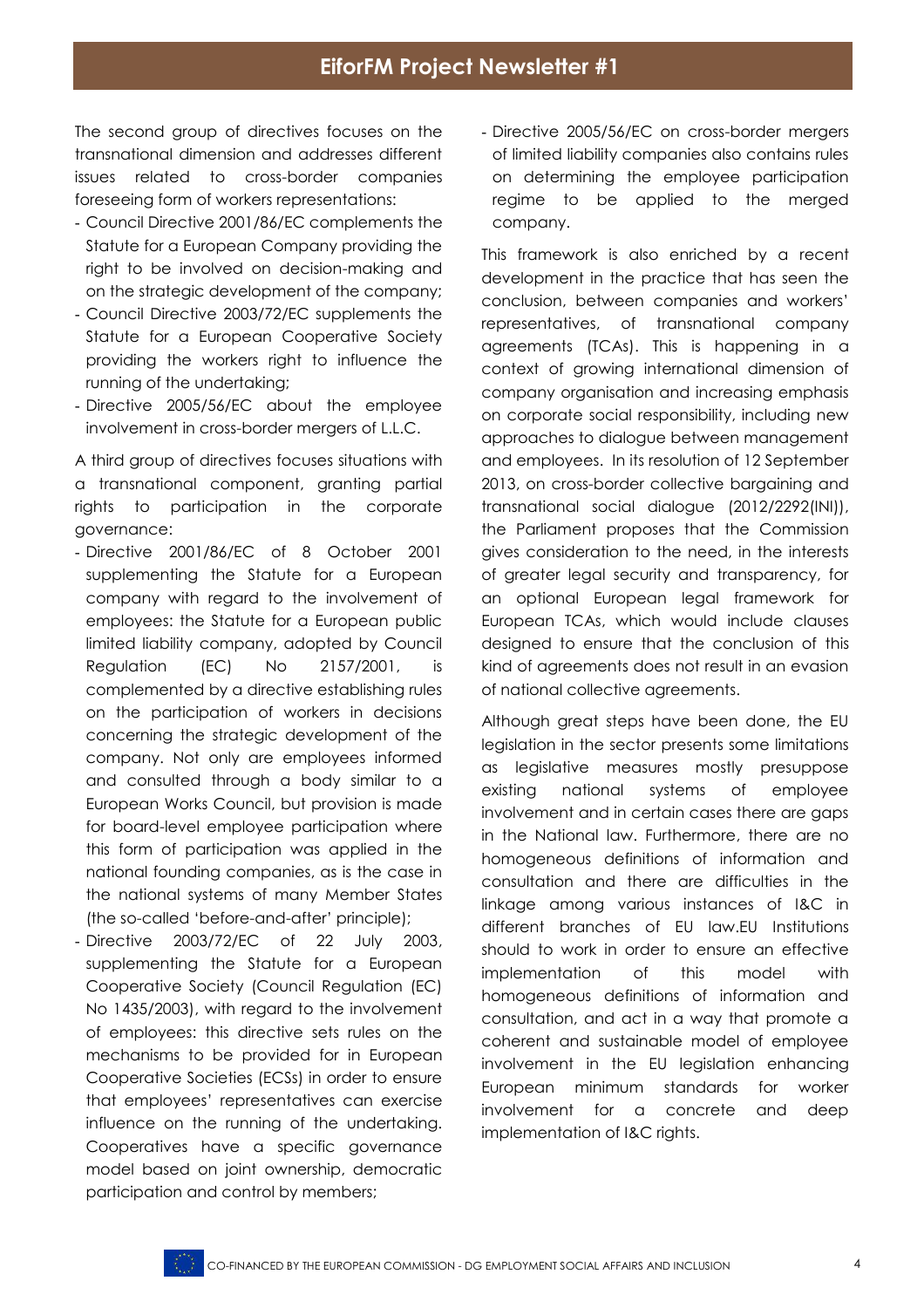The second group of directives focuses on the transnational dimension and addresses different issues related to cross-border companies foreseeing form of workers representations:

- Council Directive 2001/86/EC complements the Statute for a European Company providing the right to be involved on decision-making and on the strategic development of the company;
- Council Directive 2003/72/EC supplements the Statute for a European Cooperative Society providing the workers right to influence the running of the undertaking;
- Directive 2005/56/EC about the employee involvement in cross-border mergers of L.L.C.

A third group of directives focuses situations with a transnational component, granting partial rights to participation in the corporate governance:

- Directive 2001/86/EC of 8 October 2001 supplementing the Statute for a European company with regard to the involvement of employees: the Statute for a European public limited liability company, adopted by Council Regulation (EC) No 2157/2001, is complemented by a directive establishing rules on the participation of workers in decisions concerning the strategic development of the company. Not only are employees informed and consulted through a body similar to a European Works Council, but provision is made for board-level employee participation where this form of participation was applied in the national founding companies, as is the case in the national systems of many Member States (the so-called 'before-and-after' principle);
- Directive 2003/72/EC of 22 July 2003, supplementing the Statute for a European Cooperative Society (Council Regulation (EC) No 1435/2003), with regard to the involvement of employees: this directive sets rules on the mechanisms to be provided for in European Cooperative Societies (ECSs) in order to ensure that employees' representatives can exercise influence on the running of the undertaking. Cooperatives have a specific governance model based on joint ownership, democratic participation and control by members;
- Directive 2005/56/EC on cross-border mergers of limited liability companies also contains rules on determining the employee participation regime to be applied to the merged company.

This framework is also enriched by a recent development in the practice that has seen the conclusion, between companies and workers' representatives, of transnational company agreements (TCAs). This is happening in a context of growing international dimension of company organisation and increasing emphasis on corporate social responsibility, including new approaches to dialogue between management and employees. In its resolution of 12 September 2013, on cross-border collective bargaining and transnational social dialogue (2012/2292(INI)), the Parliament proposes that the Commission gives consideration to the need, in the interests of greater legal security and transparency, for an optional European legal framework for European TCAs, which would include clauses designed to ensure that the conclusion of this kind of agreements does not result in an evasion of national collective agreements.

Although great steps have been done, the EU legislation in the sector presents some limitations as legislative measures mostly presuppose existing national systems of employee involvement and in certain cases there are gaps in the National law. Furthermore, there are no homogeneous definitions of information and consultation and there are difficulties in the linkage among various instances of I&C in different branches of EU law.EU Institutions should to work in order to ensure an effective implementation of this model with homogeneous definitions of information and consultation, and act in a way that promote a coherent and sustainable model of employee involvement in the EU legislation enhancing European minimum standards for worker involvement for a concrete and deep implementation of I&C rights.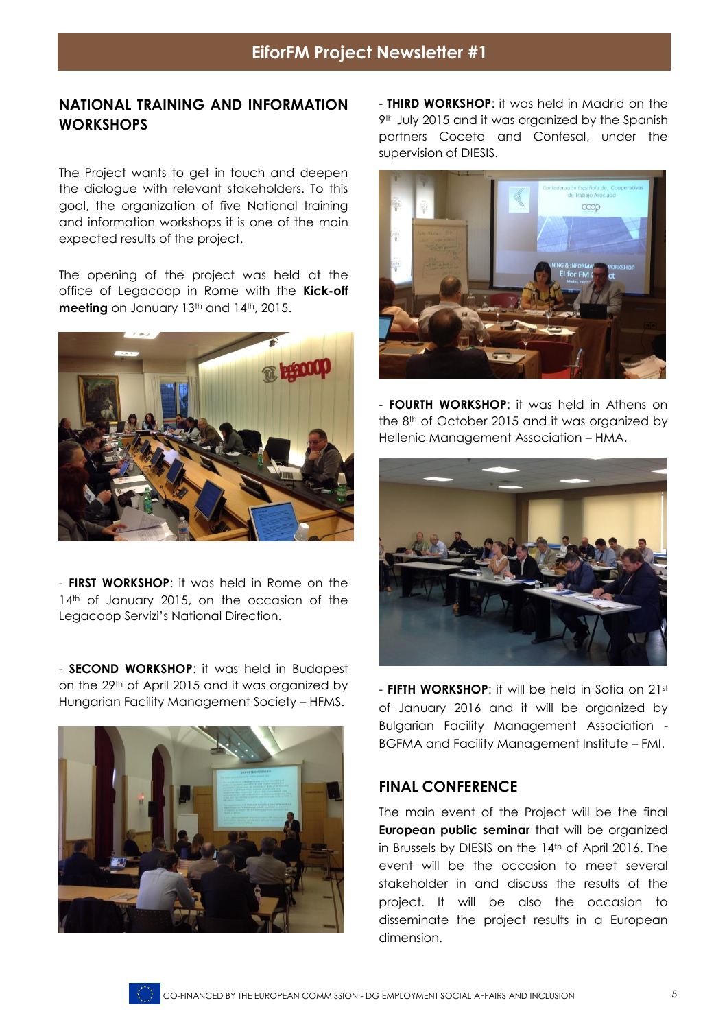## NATIONAL TRAINING AND INFORMATION WORKSHOPS

The Project wants to get in touch and deepen the dialogue with relevant stakeholders. To this goal, the organization of five National training and information workshops it is one of the main expected results of the project.

The opening of the project was held at the office of Legacoop in Rome with the **Kick-off meeting** on January 13th and 14th, 2015.

- **FIRST WORKSHOP**: it was held in Rome on the 14th of January 2015, on the occasion of the Legacoop Servizi's National Direction.

- **SECOND WORKSHOP**: it was held in Budapest on the 29th of April 2015 and it was organized by Hungarian Facility Management Society – HFMS.

- **THIRD WORKSHOP**: it was held in Madrid on the 9th July 2015 and it was organized by the Spanish partners Coceta and Confesal, under the supervision of DIESIS.

- **FOURTH WORKSHOP**: it was held in Athens on the 8th of October 2015 and it was organized by Hellenic Management Association – HMA.

- **FIFTH WORKSHOP**: it will be held in Sofia on 21st of January 2016 and it will be organized by Bulgarian Facility Management Association - BGFMA and Facility Management Institute – FMI.

## FINAL CONFERENCE

The main event of the Project will be the final **European public seminar** that will be organized in Brussels by DIESIS on the 14th of April 2016. The event will be the occasion to meet several stakeholder in and discuss the results of the project. It will be also the occasion to disseminate the project results in a European dimension.

CO-FINANCED BY THE EUROPEAN COMMISSION - DG EMPLOYMENT SOCIAL AFFAIRS AND INCLUSION